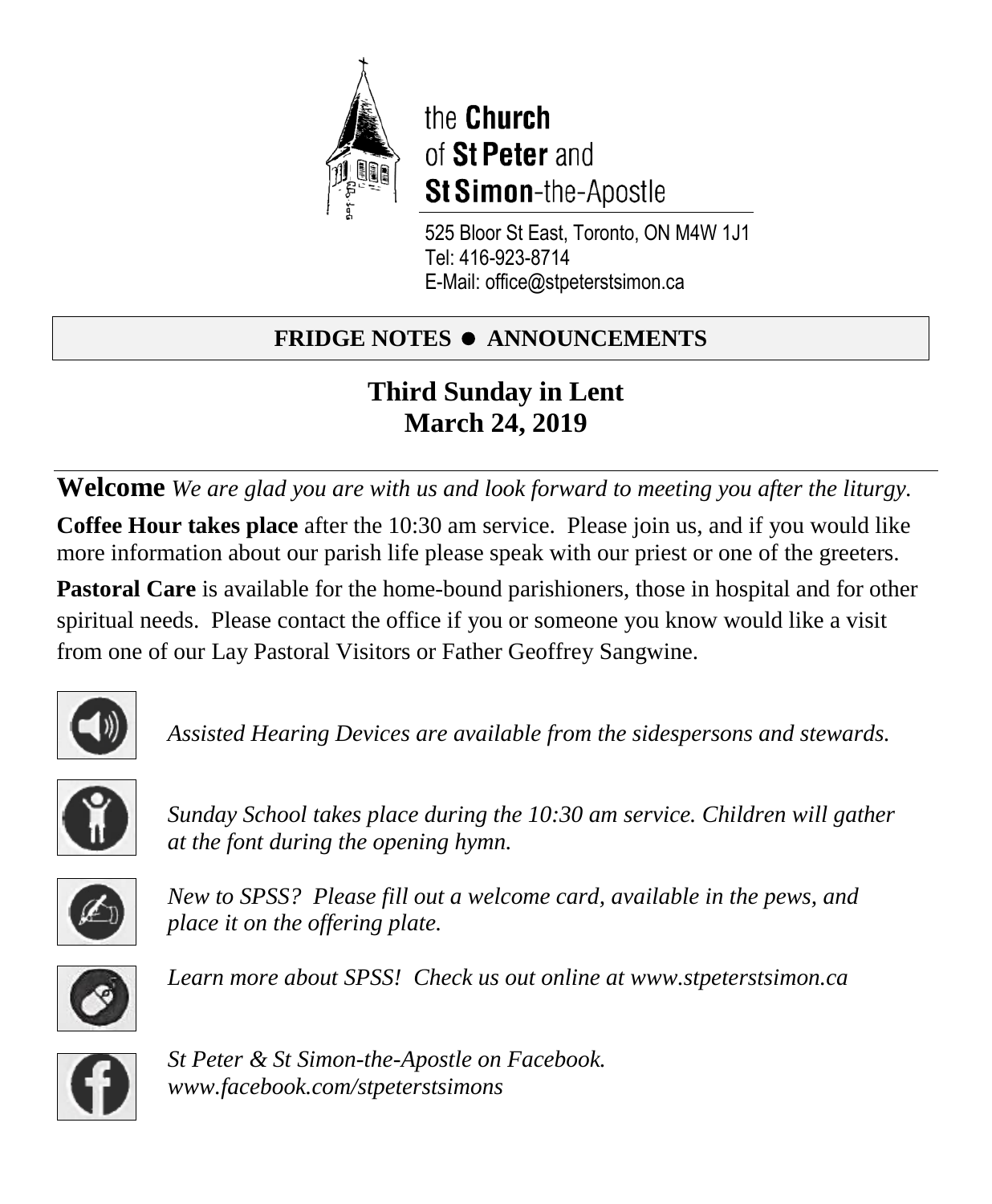the **Church**
of **St Peter** and
**St Simon**-the-Apostle

525 Bloor St East, Toronto, ON M4W 1J1
Tel: 416-923-8714
E-Mail: office@stpeterstsimon.ca

## FRIDGE NOTES ● ANNOUNCEMENTS

## Third Sunday in Lent
## March 24, 2019

**Welcome** *We are glad you are with us and look forward to meeting you after the liturgy.*

**Coffee Hour takes place** after the 10:30 am service. Please join us, and if you would like more information about our parish life please speak with our priest or one of the greeters.

**Pastoral Care** is available for the home-bound parishioners, those in hospital and for other spiritual needs. Please contact the office if you or someone you know would like a visit from one of our Lay Pastoral Visitors or Father Geoffrey Sangwine.

*Assisted Hearing Devices are available from the sidespersons and stewards.*

*Sunday School takes place during the 10:30 am service. Children will gather at the font during the opening hymn.*

*New to SPSS? Please fill out a welcome card, available in the pews, and place it on the offering plate.*

*Learn more about SPSS! Check us out online at www.stpeterstsimon.ca*

*St Peter & St Simon-the-Apostle on Facebook.*
*www.facebook.com/stpeterstsimons*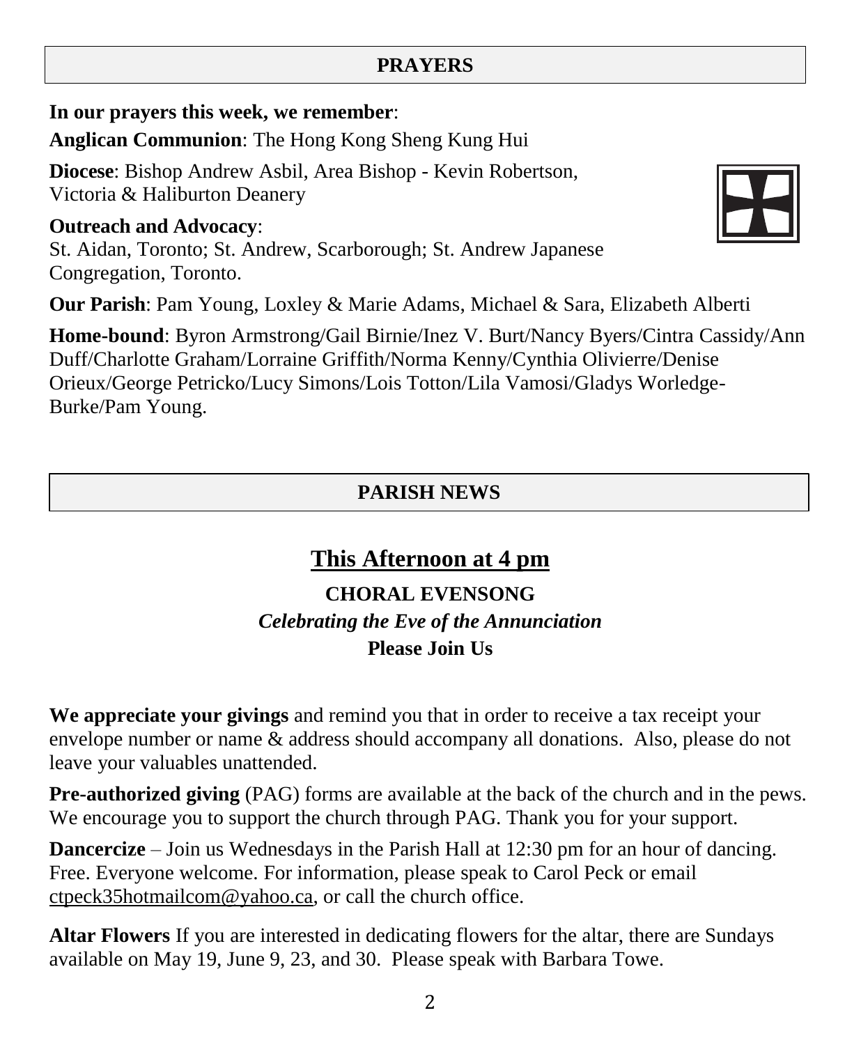## PRAYERS

**In our prayers this week, we remember**:

**Anglican Communion**: The Hong Kong Sheng Kung Hui

**Diocese**: Bishop Andrew Asbil, Area Bishop - Kevin Robertson, Victoria & Haliburton Deanery

**Outreach and Advocacy**:
St. Aidan, Toronto; St. Andrew, Scarborough; St. Andrew Japanese Congregation, Toronto.

**Our Parish**: Pam Young, Loxley & Marie Adams, Michael & Sara, Elizabeth Alberti

**Home-bound**: Byron Armstrong/Gail Birnie/Inez V. Burt/Nancy Byers/Cintra Cassidy/Ann Duff/Charlotte Graham/Lorraine Griffith/Norma Kenny/Cynthia Olivierre/Denise Orieux/George Petricko/Lucy Simons/Lois Totton/Lila Vamosi/Gladys Worledge-Burke/Pam Young.

## PARISH NEWS

### This Afternoon at 4 pm

**CHORAL EVENSONG**

***Celebrating the Eve of the Annunciation***

**Please Join Us**

**We appreciate your givings** and remind you that in order to receive a tax receipt your envelope number or name & address should accompany all donations. Also, please do not leave your valuables unattended.

**Pre-authorized giving** (PAG) forms are available at the back of the church and in the pews. We encourage you to support the church through PAG. Thank you for your support.

**Dancercize** – Join us Wednesdays in the Parish Hall at 12:30 pm for an hour of dancing. Free. Everyone welcome. For information, please speak to Carol Peck or email ctpeck35hotmailcom@yahoo.ca, or call the church office.

**Altar Flowers** If you are interested in dedicating flowers for the altar, there are Sundays available on May 19, June 9, 23, and 30. Please speak with Barbara Towe.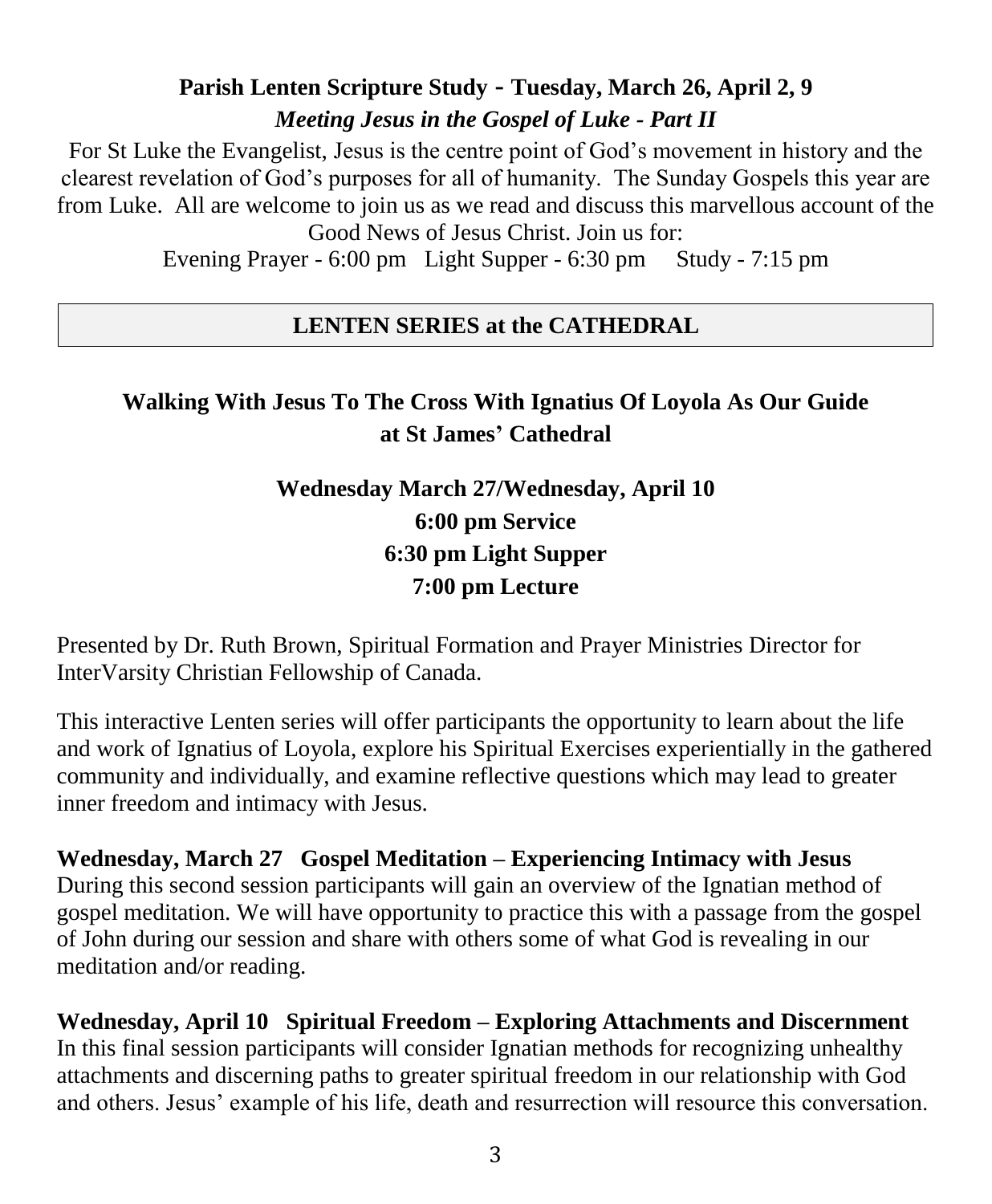## Parish Lenten Scripture Study - Tuesday, March 26, April 2, 9

***Meeting Jesus in the Gospel of Luke - Part II***

For St Luke the Evangelist, Jesus is the centre point of God's movement in history and the clearest revelation of God's purposes for all of humanity. The Sunday Gospels this year are from Luke. All are welcome to join us as we read and discuss this marvellous account of the Good News of Jesus Christ. Join us for:

Evening Prayer - 6:00 pm   Light Supper - 6:30 pm   Study - 7:15 pm

## LENTEN SERIES at the CATHEDRAL

### Walking With Jesus To The Cross With Ignatius Of Loyola As Our Guide at St James' Cathedral

**Wednesday March 27/Wednesday, April 10**
**6:00 pm Service**
**6:30 pm Light Supper**
**7:00 pm Lecture**

Presented by Dr. Ruth Brown, Spiritual Formation and Prayer Ministries Director for InterVarsity Christian Fellowship of Canada.

This interactive Lenten series will offer participants the opportunity to learn about the life and work of Ignatius of Loyola, explore his Spiritual Exercises experientially in the gathered community and individually, and examine reflective questions which may lead to greater inner freedom and intimacy with Jesus.

**Wednesday, March 27   Gospel Meditation – Experiencing Intimacy with Jesus**
During this second session participants will gain an overview of the Ignatian method of gospel meditation. We will have opportunity to practice this with a passage from the gospel of John during our session and share with others some of what God is revealing in our meditation and/or reading.

**Wednesday, April 10   Spiritual Freedom – Exploring Attachments and Discernment**
In this final session participants will consider Ignatian methods for recognizing unhealthy attachments and discerning paths to greater spiritual freedom in our relationship with God and others. Jesus' example of his life, death and resurrection will resource this conversation.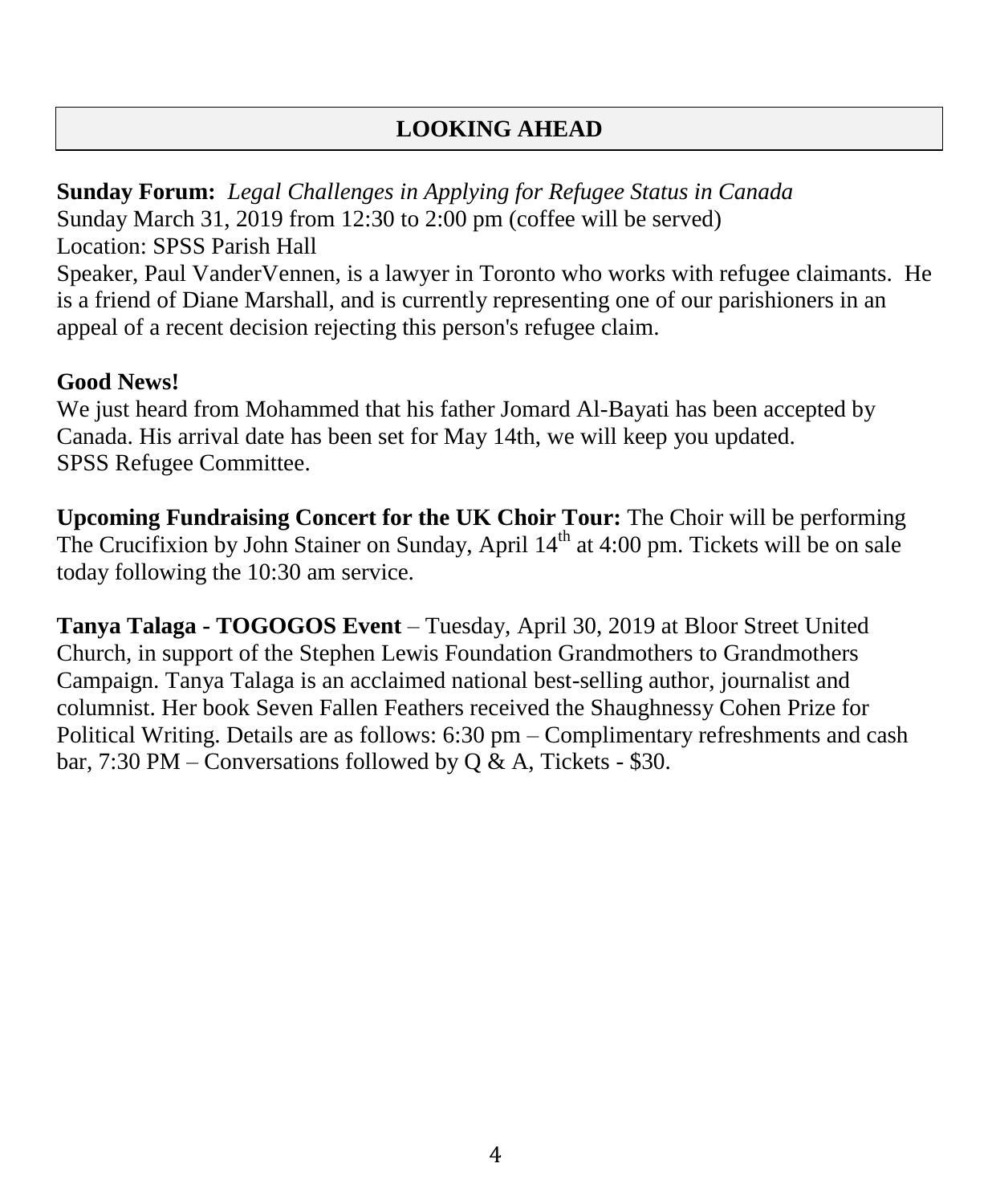## LOOKING AHEAD

**Sunday Forum:** *Legal Challenges in Applying for Refugee Status in Canada*
Sunday March 31, 2019 from 12:30 to 2:00 pm (coffee will be served)
Location: SPSS Parish Hall
Speaker, Paul VanderVennen, is a lawyer in Toronto who works with refugee claimants. He is a friend of Diane Marshall, and is currently representing one of our parishioners in an appeal of a recent decision rejecting this person's refugee claim.

**Good News!**
We just heard from Mohammed that his father Jomard Al-Bayati has been accepted by Canada. His arrival date has been set for May 14th, we will keep you updated.
SPSS Refugee Committee.

**Upcoming Fundraising Concert for the UK Choir Tour:** The Choir will be performing The Crucifixion by John Stainer on Sunday, April 14th at 4:00 pm. Tickets will be on sale today following the 10:30 am service.

**Tanya Talaga - TOGOGOS Event** – Tuesday, April 30, 2019 at Bloor Street United Church, in support of the Stephen Lewis Foundation Grandmothers to Grandmothers Campaign. Tanya Talaga is an acclaimed national best-selling author, journalist and columnist. Her book Seven Fallen Feathers received the Shaughnessy Cohen Prize for Political Writing. Details are as follows: 6:30 pm – Complimentary refreshments and cash bar, 7:30 PM – Conversations followed by Q & A, Tickets - $30.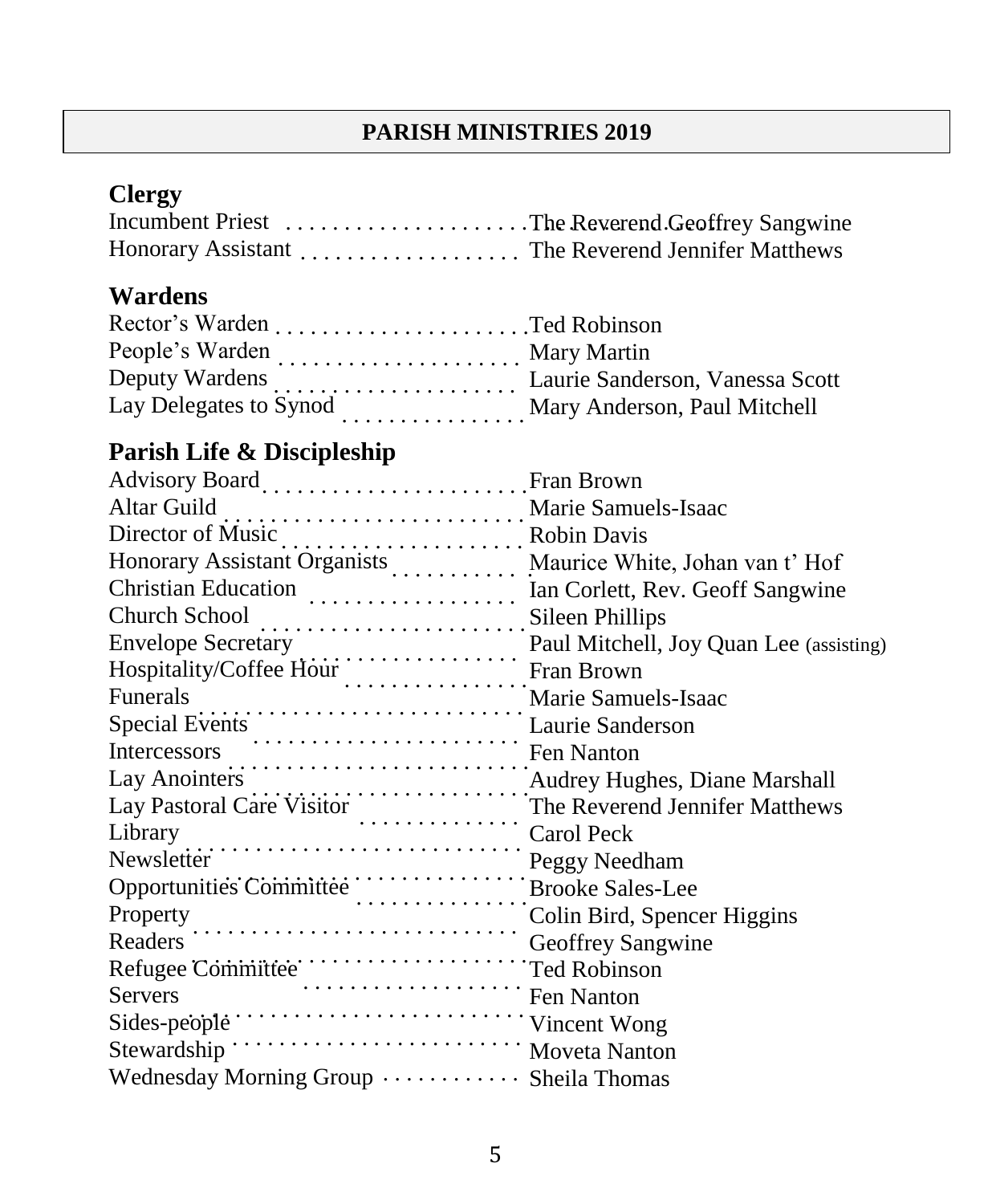# PARISH MINISTRIES 2019

## Clergy

| | |
|---|---|
| Incumbent Priest | The Reverend Geoffrey Sangwine |
| Honorary Assistant | The Reverend Jennifer Matthews |

## Wardens

| | |
|---|---|
| Rector's Warden | Ted Robinson |
| People's Warden | Mary Martin |
| Deputy Wardens | Laurie Sanderson, Vanessa Scott |
| Lay Delegates to Synod | Mary Anderson, Paul Mitchell |

## Parish Life & Discipleship

| | |
|---|---|
| Advisory Board | Fran Brown |
| Altar Guild | Marie Samuels-Isaac |
| Director of Music | Robin Davis |
| Honorary Assistant Organists | Maurice White, Johan van t' Hof |
| Christian Education | Ian Corlett, Rev. Geoff Sangwine |
| Church School | Sileen Phillips |
| Envelope Secretary | Paul Mitchell, Joy Quan Lee (assisting) |
| Hospitality/Coffee Hour | Fran Brown |
| Funerals | Marie Samuels-Isaac |
| Special Events | Laurie Sanderson |
| Intercessors | Fen Nanton |
| Lay Anointers | Audrey Hughes, Diane Marshall |
| Lay Pastoral Care Visitor | The Reverend Jennifer Matthews |
| Library | Carol Peck |
| Newsletter | Peggy Needham |
| Opportunities Committee | Brooke Sales-Lee |
| Property | Colin Bird, Spencer Higgins |
| Readers | Geoffrey Sangwine |
| Refugee Committee | Ted Robinson |
| Servers | Fen Nanton |
| Sides-people | Vincent Wong |
| Stewardship | Moveta Nanton |
| Wednesday Morning Group | Sheila Thomas |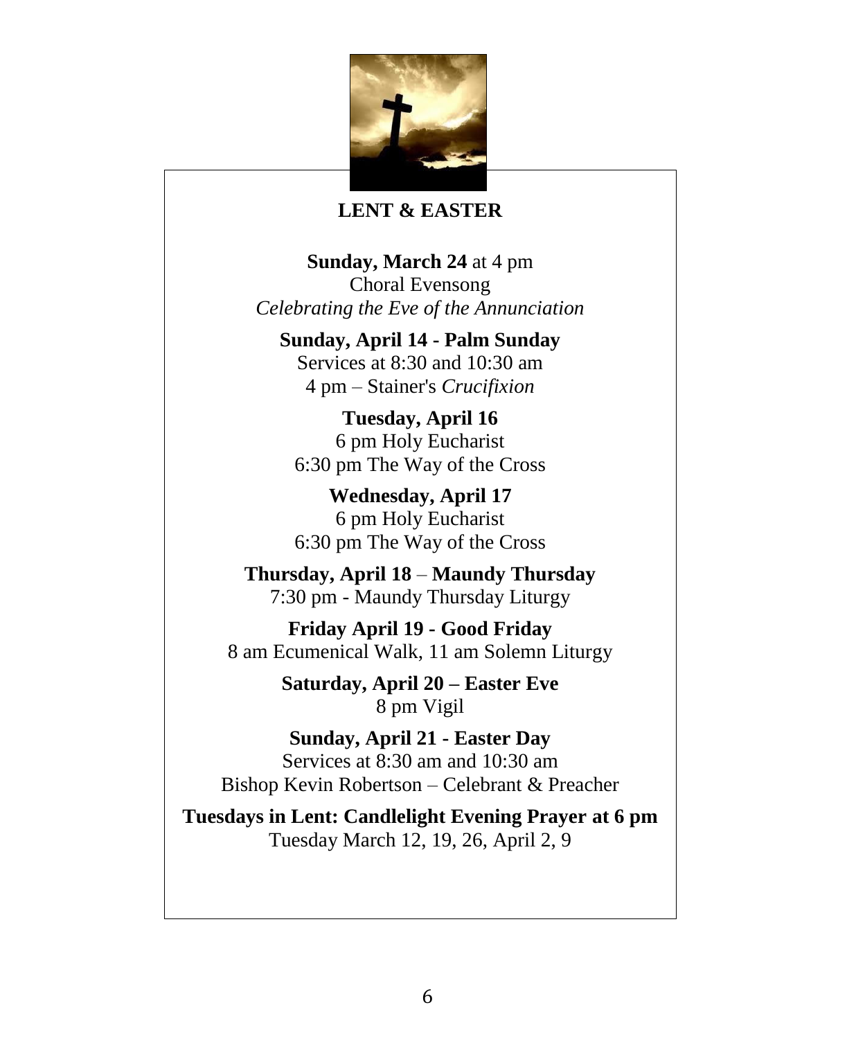## LENT & EASTER

**Sunday, March 24** at 4 pm
Choral Evensong
*Celebrating the Eve of the Annunciation*

**Sunday, April 14 - Palm Sunday**
Services at 8:30 and 10:30 am
4 pm – Stainer's *Crucifixion*

**Tuesday, April 16**
6 pm Holy Eucharist
6:30 pm The Way of the Cross

**Wednesday, April 17**
6 pm Holy Eucharist
6:30 pm The Way of the Cross

**Thursday, April 18** – **Maundy Thursday**
7:30 pm - Maundy Thursday Liturgy

**Friday April 19 - Good Friday**
8 am Ecumenical Walk, 11 am Solemn Liturgy

**Saturday, April 20 – Easter Eve**
8 pm Vigil

**Sunday, April 21 - Easter Day**
Services at 8:30 am and 10:30 am
Bishop Kevin Robertson – Celebrant & Preacher

**Tuesdays in Lent: Candlelight Evening Prayer at 6 pm**
Tuesday March 12, 19, 26, April 2, 9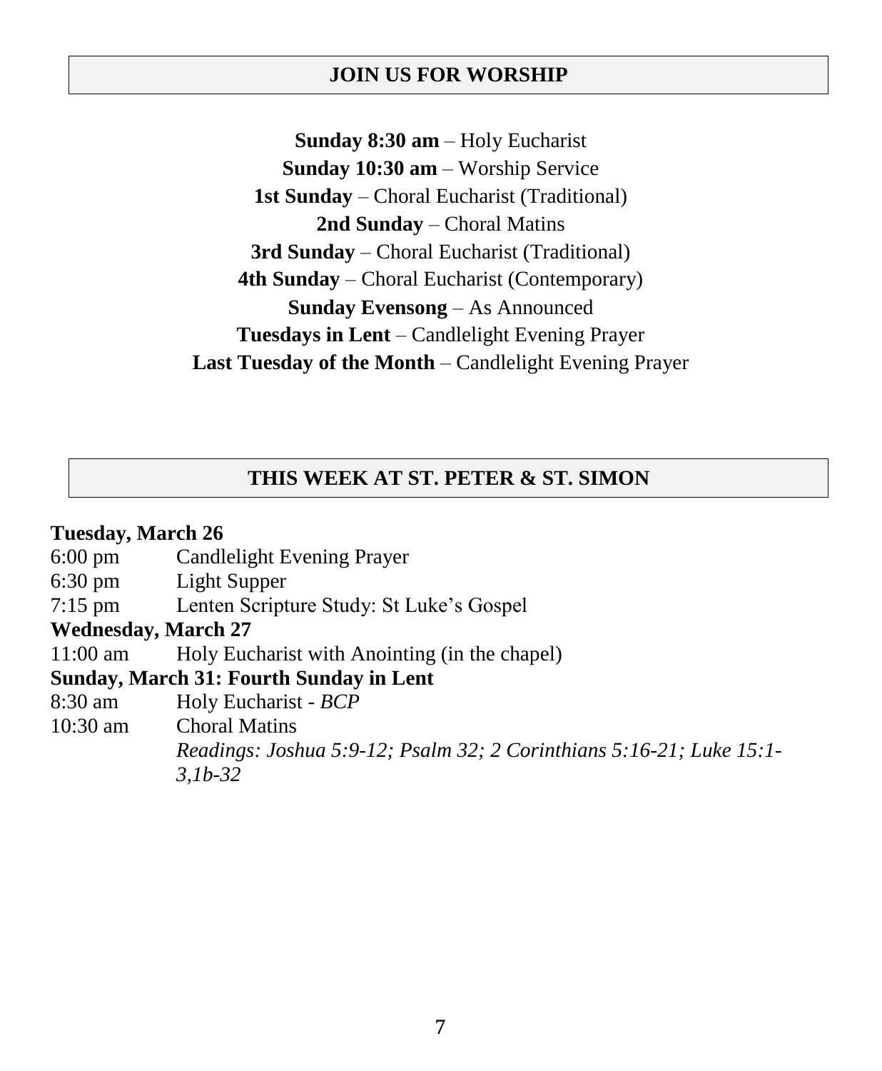## JOIN US FOR WORSHIP

**Sunday 8:30 am** – Holy Eucharist
**Sunday 10:30 am** – Worship Service
**1st Sunday** – Choral Eucharist (Traditional)
**2nd Sunday** – Choral Matins
**3rd Sunday** – Choral Eucharist (Traditional)
**4th Sunday** – Choral Eucharist (Contemporary)
**Sunday Evensong** – As Announced
**Tuesdays in Lent** – Candlelight Evening Prayer
**Last Tuesday of the Month** – Candlelight Evening Prayer

## THIS WEEK AT ST. PETER & ST. SIMON

**Tuesday, March 26**

| | |
|---|---|
| 6:00 pm | Candlelight Evening Prayer |
| 6:30 pm | Light Supper |
| 7:15 pm | Lenten Scripture Study: St Luke's Gospel |

**Wednesday, March 27**

| | |
|---|---|
| 11:00 am | Holy Eucharist with Anointing (in the chapel) |

**Sunday, March 31: Fourth Sunday in Lent**

| | |
|---|---|
| 8:30 am | Holy Eucharist - *BCP* |
| 10:30 am | Choral Matins |
| | *Readings: Joshua 5:9-12; Psalm 32; 2 Corinthians 5:16-21; Luke 15:1-3,1b-32* |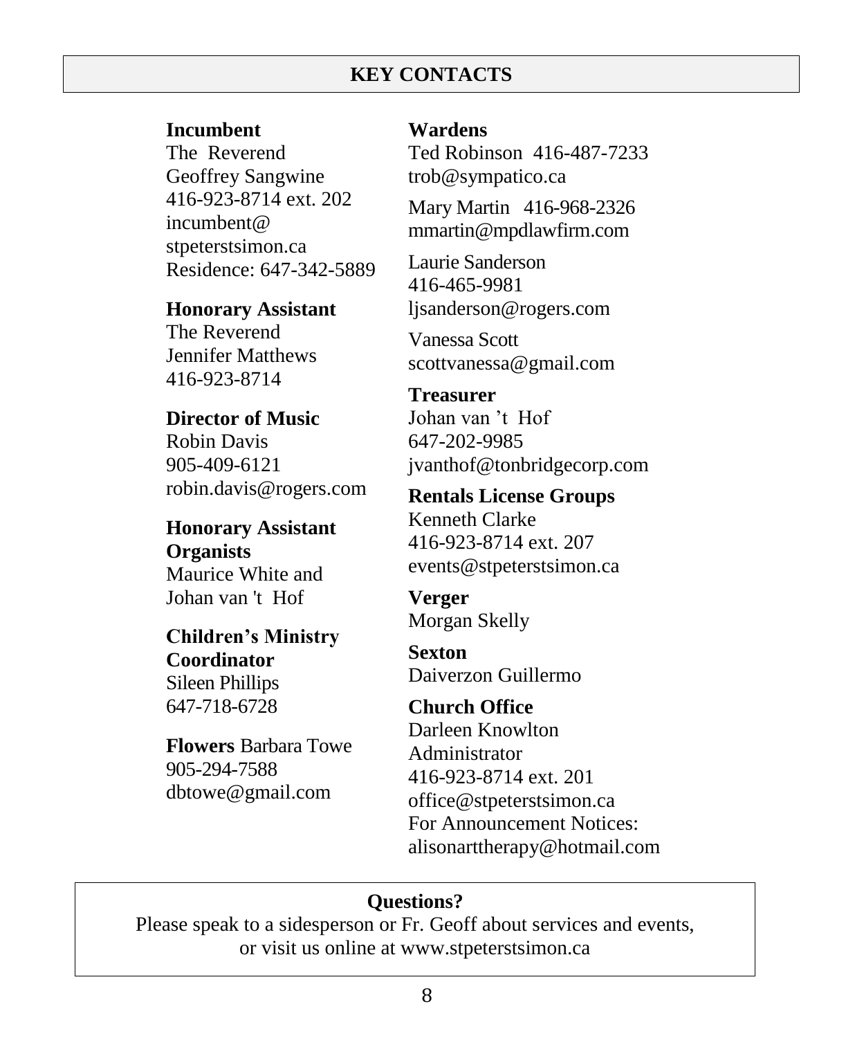## KEY CONTACTS

**Incumbent**
The Reverend
Geoffrey Sangwine
416-923-8714 ext. 202
incumbent@
stpeterstsimon.ca
Residence: 647-342-5889

**Honorary Assistant**
The Reverend
Jennifer Matthews
416-923-8714

**Director of Music**
Robin Davis
905-409-6121
robin.davis@rogers.com

**Honorary Assistant Organists**
Maurice White and
Johan van 't Hof

**Children's Ministry Coordinator**
Sileen Phillips
647-718-6728

**Flowers** Barbara Towe
905-294-7588
dbtowe@gmail.com

**Wardens**
Ted Robinson 416-487-7233
trob@sympatico.ca

Mary Martin 416-968-2326
mmartin@mpdlawfirm.com

Laurie Sanderson
416-465-9981
ljsanderson@rogers.com

Vanessa Scott
scottvanessa@gmail.com

**Treasurer**
Johan van 't Hof
647-202-9985
jvanthof@tonbridgecorp.com

**Rentals License Groups**
Kenneth Clarke
416-923-8714 ext. 207
events@stpeterstsimon.ca

**Verger**
Morgan Skelly

**Sexton**
Daiverzon Guillermo

**Church Office**
Darleen Knowlton
Administrator
416-923-8714 ext. 201
office@stpeterstsimon.ca
For Announcement Notices:
alisonarttherapy@hotmail.com

**Questions?**
Please speak to a sidesperson or Fr. Geoff about services and events,
or visit us online at www.stpeterstsimon.ca